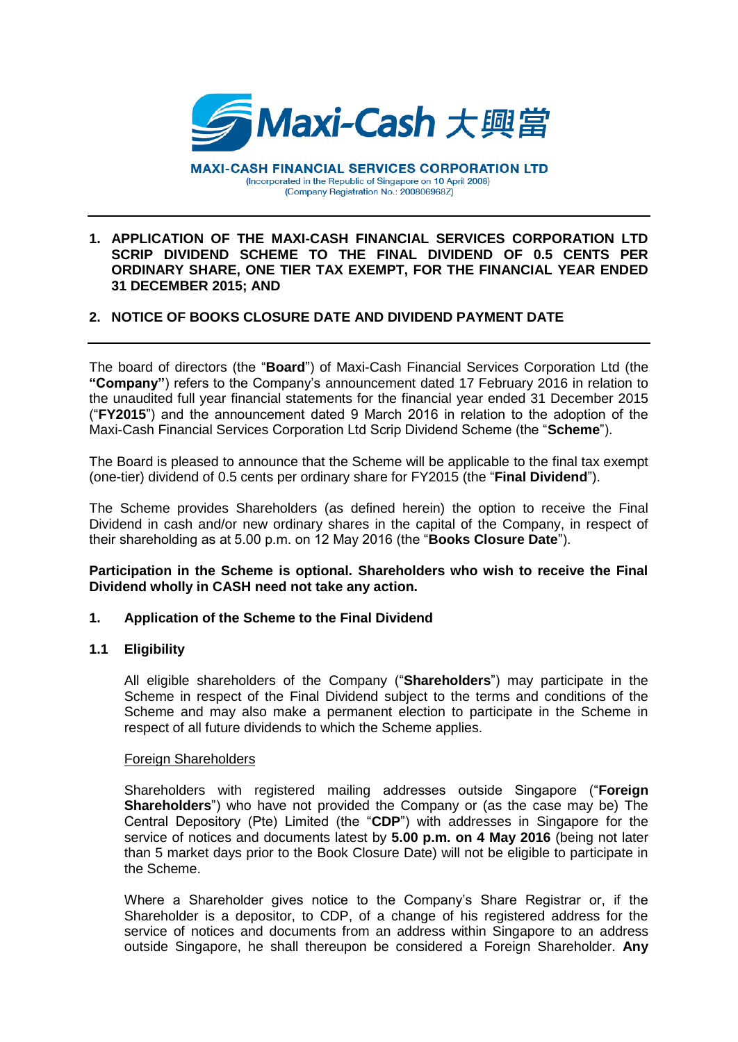**MAXI-CASH FINANCIAL SERVICES CORPORATION LTD**
(Incorporated in the Republic of Singapore on 10 April 2008)
(Company Registration No.: 200806968Z)

---

**1. APPLICATION OF THE MAXI-CASH FINANCIAL SERVICES CORPORATION LTD SCRIP DIVIDEND SCHEME TO THE FINAL DIVIDEND OF 0.5 CENTS PER ORDINARY SHARE, ONE TIER TAX EXEMPT, FOR THE FINANCIAL YEAR ENDED 31 DECEMBER 2015; AND**

**2. NOTICE OF BOOKS CLOSURE DATE AND DIVIDEND PAYMENT DATE**

---

The board of directors (the "**Board**") of Maxi-Cash Financial Services Corporation Ltd (the **"Company"**) refers to the Company's announcement dated 17 February 2016 in relation to the unaudited full year financial statements for the financial year ended 31 December 2015 ("**FY2015**") and the announcement dated 9 March 2016 in relation to the adoption of the Maxi-Cash Financial Services Corporation Ltd Scrip Dividend Scheme (the "**Scheme**").

The Board is pleased to announce that the Scheme will be applicable to the final tax exempt (one-tier) dividend of 0.5 cents per ordinary share for FY2015 (the "**Final Dividend**").

The Scheme provides Shareholders (as defined herein) the option to receive the Final Dividend in cash and/or new ordinary shares in the capital of the Company, in respect of their shareholding as at 5.00 p.m. on 12 May 2016 (the "**Books Closure Date**").

**Participation in the Scheme is optional. Shareholders who wish to receive the Final Dividend wholly in CASH need not take any action.**

## 1. Application of the Scheme to the Final Dividend

### 1.1 Eligibility

All eligible shareholders of the Company ("**Shareholders**") may participate in the Scheme in respect of the Final Dividend subject to the terms and conditions of the Scheme and may also make a permanent election to participate in the Scheme in respect of all future dividends to which the Scheme applies.

Foreign Shareholders

Shareholders with registered mailing addresses outside Singapore ("**Foreign Shareholders**") who have not provided the Company or (as the case may be) The Central Depository (Pte) Limited (the "**CDP**") with addresses in Singapore for the service of notices and documents latest by **5.00 p.m. on 4 May 2016** (being not later than 5 market days prior to the Book Closure Date) will not be eligible to participate in the Scheme.

Where a Shareholder gives notice to the Company's Share Registrar or, if the Shareholder is a depositor, to CDP, of a change of his registered address for the service of notices and documents from an address within Singapore to an address outside Singapore, he shall thereupon be considered a Foreign Shareholder. **Any**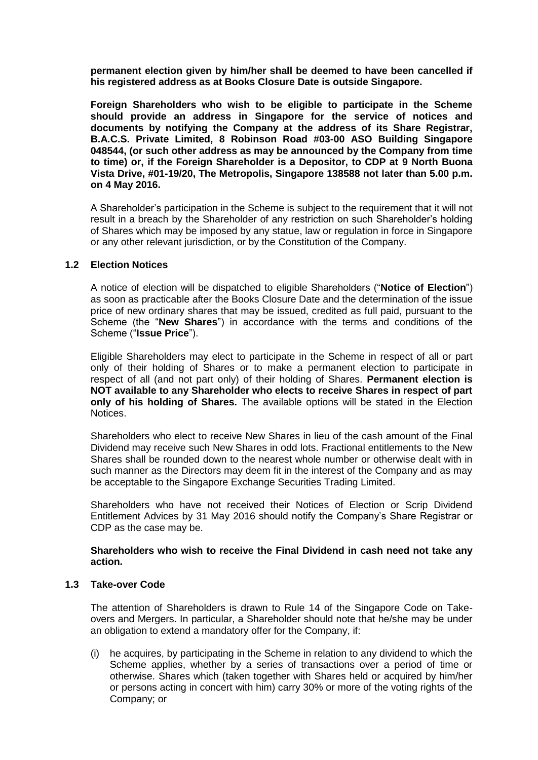**permanent election given by him/her shall be deemed to have been cancelled if his registered address as at Books Closure Date is outside Singapore.**

**Foreign Shareholders who wish to be eligible to participate in the Scheme should provide an address in Singapore for the service of notices and documents by notifying the Company at the address of its Share Registrar, B.A.C.S. Private Limited, 8 Robinson Road #03-00 ASO Building Singapore 048544, (or such other address as may be announced by the Company from time to time) or, if the Foreign Shareholder is a Depositor, to CDP at 9 North Buona Vista Drive, #01-19/20, The Metropolis, Singapore 138588 not later than 5.00 p.m. on 4 May 2016.**

A Shareholder's participation in the Scheme is subject to the requirement that it will not result in a breach by the Shareholder of any restriction on such Shareholder's holding of Shares which may be imposed by any statue, law or regulation in force in Singapore or any other relevant jurisdiction, or by the Constitution of the Company.

### 1.2 Election Notices

A notice of election will be dispatched to eligible Shareholders ("**Notice of Election**") as soon as practicable after the Books Closure Date and the determination of the issue price of new ordinary shares that may be issued, credited as full paid, pursuant to the Scheme (the "**New Shares**") in accordance with the terms and conditions of the Scheme ("**Issue Price**").

Eligible Shareholders may elect to participate in the Scheme in respect of all or part only of their holding of Shares or to make a permanent election to participate in respect of all (and not part only) of their holding of Shares. **Permanent election is NOT available to any Shareholder who elects to receive Shares in respect of part only of his holding of Shares.** The available options will be stated in the Election Notices.

Shareholders who elect to receive New Shares in lieu of the cash amount of the Final Dividend may receive such New Shares in odd lots. Fractional entitlements to the New Shares shall be rounded down to the nearest whole number or otherwise dealt with in such manner as the Directors may deem fit in the interest of the Company and as may be acceptable to the Singapore Exchange Securities Trading Limited.

Shareholders who have not received their Notices of Election or Scrip Dividend Entitlement Advices by 31 May 2016 should notify the Company's Share Registrar or CDP as the case may be.

**Shareholders who wish to receive the Final Dividend in cash need not take any action.**

### 1.3 Take-over Code

The attention of Shareholders is drawn to Rule 14 of the Singapore Code on Take-overs and Mergers. In particular, a Shareholder should note that he/she may be under an obligation to extend a mandatory offer for the Company, if:

(i) he acquires, by participating in the Scheme in relation to any dividend to which the Scheme applies, whether by a series of transactions over a period of time or otherwise. Shares which (taken together with Shares held or acquired by him/her or persons acting in concert with him) carry 30% or more of the voting rights of the Company; or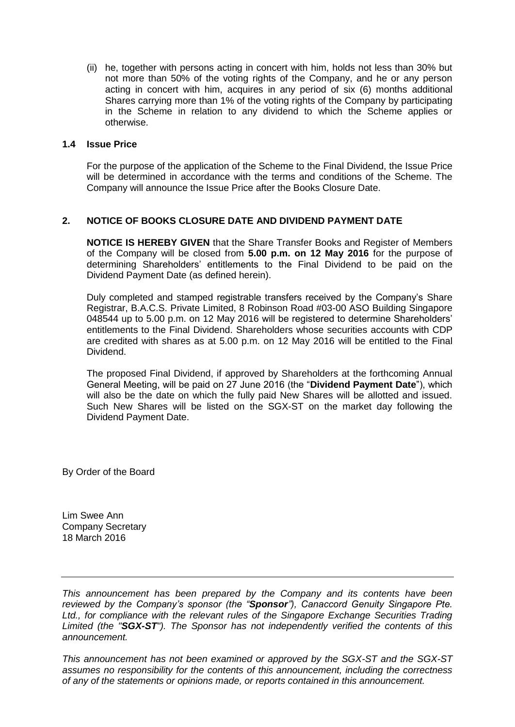(ii) he, together with persons acting in concert with him, holds not less than 30% but not more than 50% of the voting rights of the Company, and he or any person acting in concert with him, acquires in any period of six (6) months additional Shares carrying more than 1% of the voting rights of the Company by participating in the Scheme in relation to any dividend to which the Scheme applies or otherwise.

### 1.4 Issue Price

For the purpose of the application of the Scheme to the Final Dividend, the Issue Price will be determined in accordance with the terms and conditions of the Scheme. The Company will announce the Issue Price after the Books Closure Date.

## 2. NOTICE OF BOOKS CLOSURE DATE AND DIVIDEND PAYMENT DATE

**NOTICE IS HEREBY GIVEN** that the Share Transfer Books and Register of Members of the Company will be closed from **5.00 p.m. on 12 May 2016** for the purpose of determining Shareholders' entitlements to the Final Dividend to be paid on the Dividend Payment Date (as defined herein).

Duly completed and stamped registrable transfers received by the Company's Share Registrar, B.A.C.S. Private Limited, 8 Robinson Road #03-00 ASO Building Singapore 048544 up to 5.00 p.m. on 12 May 2016 will be registered to determine Shareholders' entitlements to the Final Dividend. Shareholders whose securities accounts with CDP are credited with shares as at 5.00 p.m. on 12 May 2016 will be entitled to the Final Dividend.

The proposed Final Dividend, if approved by Shareholders at the forthcoming Annual General Meeting, will be paid on 27 June 2016 (the "**Dividend Payment Date**"), which will also be the date on which the fully paid New Shares will be allotted and issued. Such New Shares will be listed on the SGX-ST on the market day following the Dividend Payment Date.

By Order of the Board

Lim Swee Ann
Company Secretary
18 March 2016

---

*This announcement has been prepared by the Company and its contents have been reviewed by the Company's sponsor (the "**Sponsor**"), Canaccord Genuity Singapore Pte. Ltd., for compliance with the relevant rules of the Singapore Exchange Securities Trading Limited (the "**SGX-ST**"). The Sponsor has not independently verified the contents of this announcement.*

*This announcement has not been examined or approved by the SGX-ST and the SGX-ST assumes no responsibility for the contents of this announcement, including the correctness of any of the statements or opinions made, or reports contained in this announcement.*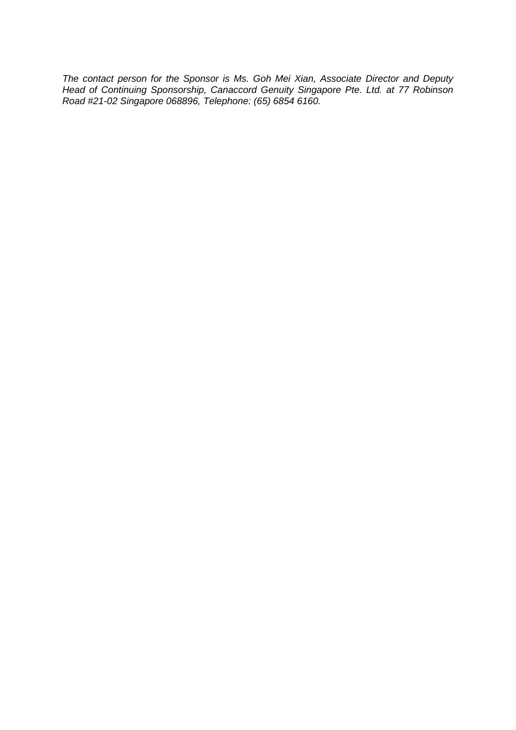*The contact person for the Sponsor is Ms. Goh Mei Xian, Associate Director and Deputy Head of Continuing Sponsorship, Canaccord Genuity Singapore Pte. Ltd. at 77 Robinson Road #21-02 Singapore 068896, Telephone: (65) 6854 6160.*